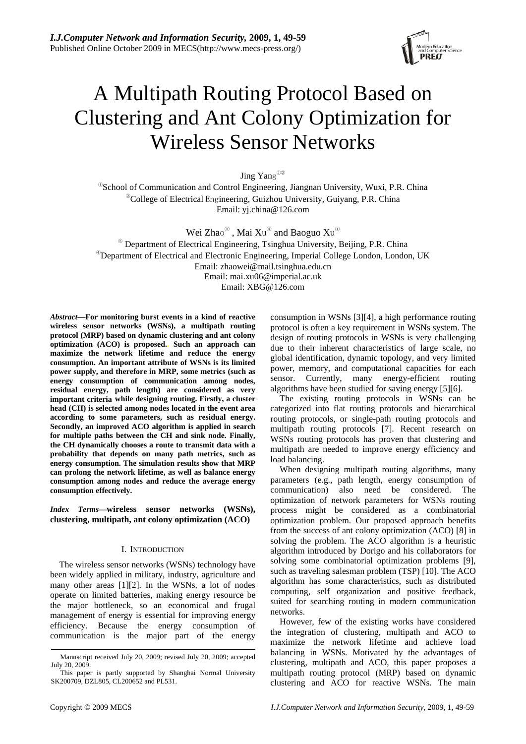# A Multipath Routing Protocol Based on Clustering and Ant Colony Optimization for Wireless Sensor Networks

Jing Yang[1][2]

[1]School of Communication and Control Engineering, Jiangnan University, Wuxi, P.R. China
[2]College of Electrical Engineering, Guizhou University, Guiyang, P.R. China
Email: yj.china@126.com

Wei Zhao[3], Mai Xu[4] and Baoguo Xu[1]

[3] Department of Electrical Engineering, Tsinghua University, Beijing, P.R. China
[4]Department of Electrical and Electronic Engineering, Imperial College London, London, UK
Email: zhaowei@mail.tsinghua.edu.cn
Email: mai.xu06@imperial.ac.uk
Email: XBG@126.com

***Abstract*—For monitoring burst events in a kind of reactive wireless sensor networks (WSNs), a multipath routing protocol (MRP) based on dynamic clustering and ant colony optimization (ACO) is proposed. Such an approach can maximize the network lifetime and reduce the energy consumption. An important attribute of WSNs is its limited power supply, and therefore in MRP, some metrics (such as energy consumption of communication among nodes, residual energy, path length) are considered as very important criteria while designing routing. Firstly, a cluster head (CH) is selected among nodes located in the event area according to some parameters, such as residual energy. Secondly, an improved ACO algorithm is applied in search for multiple paths between the CH and sink node. Finally, the CH dynamically chooses a route to transmit data with a probability that depends on many path metrics, such as energy consumption. The simulation results show that MRP can prolong the network lifetime, as well as balance energy consumption among nodes and reduce the average energy consumption effectively.**

***Index Terms*—wireless sensor networks (WSNs), clustering, multipath, ant colony optimization (ACO)**

## I. Introduction

The wireless sensor networks (WSNs) technology have been widely applied in military, industry, agriculture and many other areas [1][2]. In the WSNs, a lot of nodes operate on limited batteries, making energy resource be the major bottleneck, so an economical and frugal management of energy is essential for improving energy efficiency. Because the energy consumption of communication is the major part of the energy consumption in WSNs [3][4], a high performance routing protocol is often a key requirement in WSNs system. The design of routing protocols in WSNs is very challenging due to their inherent characteristics of large scale, no global identification, dynamic topology, and very limited power, memory, and computational capacities for each sensor. Currently, many energy-efficient routing algorithms have been studied for saving energy [5][6].

The existing routing protocols in WSNs can be categorized into flat routing protocols and hierarchical routing protocols, or single-path routing protocols and multipath routing protocols [7]. Recent research on WSNs routing protocols has proven that clustering and multipath are needed to improve energy efficiency and load balancing.

When designing multipath routing algorithms, many parameters (e.g., path length, energy consumption of communication) also need be considered. The optimization of network parameters for WSNs routing process might be considered as a combinatorial optimization problem. Our proposed approach benefits from the success of ant colony optimization (ACO) [8] in solving the problem. The ACO algorithm is a heuristic algorithm introduced by Dorigo and his collaborators for solving some combinatorial optimization problems [9], such as traveling salesman problem (TSP) [10]. The ACO algorithm has some characteristics, such as distributed computing, self organization and positive feedback, suited for searching routing in modern communication networks.

However, few of the existing works have considered the integration of clustering, multipath and ACO to maximize the network lifetime and achieve load balancing in WSNs. Motivated by the advantages of clustering, multipath and ACO, this paper proposes a multipath routing protocol (MRP) based on dynamic clustering and ACO for reactive WSNs. The main

Manuscript received July 20, 2009; revised July 20, 2009; accepted July 20, 2009.

This paper is partly supported by Shanghai Normal University SK200709, DZL805, CL200652 and PL531.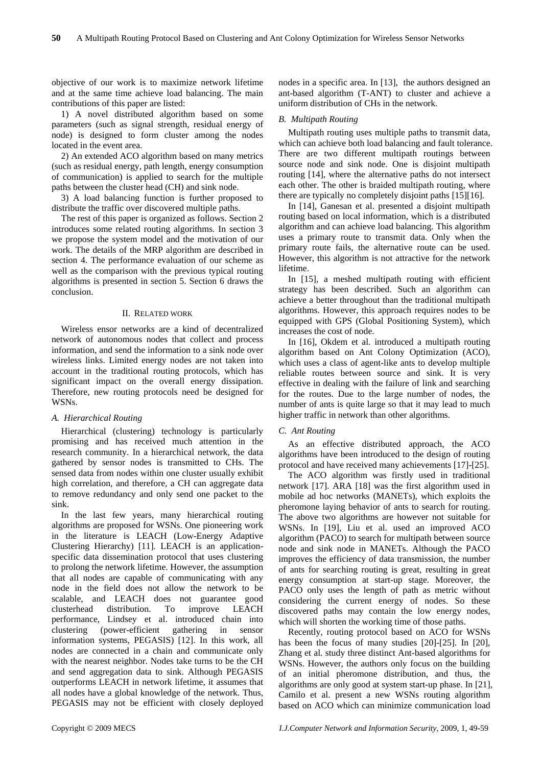objective of our work is to maximize network lifetime and at the same time achieve load balancing. The main contributions of this paper are listed:

1) A novel distributed algorithm based on some parameters (such as signal strength, residual energy of node) is designed to form cluster among the nodes located in the event area.

2) An extended ACO algorithm based on many metrics (such as residual energy, path length, energy consumption of communication) is applied to search for the multiple paths between the cluster head (CH) and sink node.

3) A load balancing function is further proposed to distribute the traffic over discovered multiple paths.

The rest of this paper is organized as follows. Section 2 introduces some related routing algorithms. In section 3 we propose the system model and the motivation of our work. The details of the MRP algorithm are described in section 4. The performance evaluation of our scheme as well as the comparison with the previous typical routing algorithms is presented in section 5. Section 6 draws the conclusion.

## II. Related work

Wireless ensor networks are a kind of decentralized network of autonomous nodes that collect and process information, and send the information to a sink node over wireless links. Limited energy nodes are not taken into account in the traditional routing protocols, which has significant impact on the overall energy dissipation. Therefore, new routing protocols need be designed for WSNs.

### A. Hierarchical Routing

Hierarchical (clustering) technology is particularly promising and has received much attention in the research community. In a hierarchical network, the data gathered by sensor nodes is transmitted to CHs. The sensed data from nodes within one cluster usually exhibit high correlation, and therefore, a CH can aggregate data to remove redundancy and only send one packet to the sink.

In the last few years, many hierarchical routing algorithms are proposed for WSNs. One pioneering work in the literature is LEACH (Low-Energy Adaptive Clustering Hierarchy) [11]. LEACH is an application-specific data dissemination protocol that uses clustering to prolong the network lifetime. However, the assumption that all nodes are capable of communicating with any node in the field does not allow the network to be scalable, and LEACH does not guarantee good clusterhead distribution. To improve LEACH performance, Lindsey et al. introduced chain into clustering (power-efficient gathering in sensor information systems, PEGASIS) [12]. In this work, all nodes are connected in a chain and communicate only with the nearest neighbor. Nodes take turns to be the CH and send aggregation data to sink. Although PEGASIS outperforms LEACH in network lifetime, it assumes that all nodes have a global knowledge of the network. Thus, PEGASIS may not be efficient with closely deployed nodes in a specific area. In [13], the authors designed an ant-based algorithm (T-ANT) to cluster and achieve a uniform distribution of CHs in the network.

### B. Multipath Routing

Multipath routing uses multiple paths to transmit data, which can achieve both load balancing and fault tolerance. There are two different multipath routings between source node and sink node. One is disjoint multipath routing [14], where the alternative paths do not intersect each other. The other is braided multipath routing, where there are typically no completely disjoint paths [15][16].

In [14], Ganesan et al. presented a disjoint multipath routing based on local information, which is a distributed algorithm and can achieve load balancing. This algorithm uses a primary route to transmit data. Only when the primary route fails, the alternative route can be used. However, this algorithm is not attractive for the network lifetime.

In [15], a meshed multipath routing with efficient strategy has been described. Such an algorithm can achieve a better throughout than the traditional multipath algorithms. However, this approach requires nodes to be equipped with GPS (Global Positioning System), which increases the cost of node.

In [16], Okdem et al. introduced a multipath routing algorithm based on Ant Colony Optimization (ACO), which uses a class of agent-like ants to develop multiple reliable routes between source and sink. It is very effective in dealing with the failure of link and searching for the routes. Due to the large number of nodes, the number of ants is quite large so that it may lead to much higher traffic in network than other algorithms.

### C. Ant Routing

As an effective distributed approach, the ACO algorithms have been introduced to the design of routing protocol and have received many achievements [17]-[25].

The ACO algorithm was firstly used in traditional network [17]. ARA [18] was the first algorithm used in mobile ad hoc networks (MANETs), which exploits the pheromone laying behavior of ants to search for routing. The above two algorithms are however not suitable for WSNs. In [19], Liu et al. used an improved ACO algorithm (PACO) to search for multipath between source node and sink node in MANETs. Although the PACO improves the efficiency of data transmission, the number of ants for searching routing is great, resulting in great energy consumption at start-up stage. Moreover, the PACO only uses the length of path as metric without considering the current energy of nodes. So these discovered paths may contain the low energy nodes, which will shorten the working time of those paths.

Recently, routing protocol based on ACO for WSNs has been the focus of many studies [20]-[25]. In [20], Zhang et al. study three distinct Ant-based algorithms for WSNs. However, the authors only focus on the building of an initial pheromone distribution, and thus, the algorithms are only good at system start-up phase. In [21], Camilo et al. present a new WSNs routing algorithm based on ACO which can minimize communication load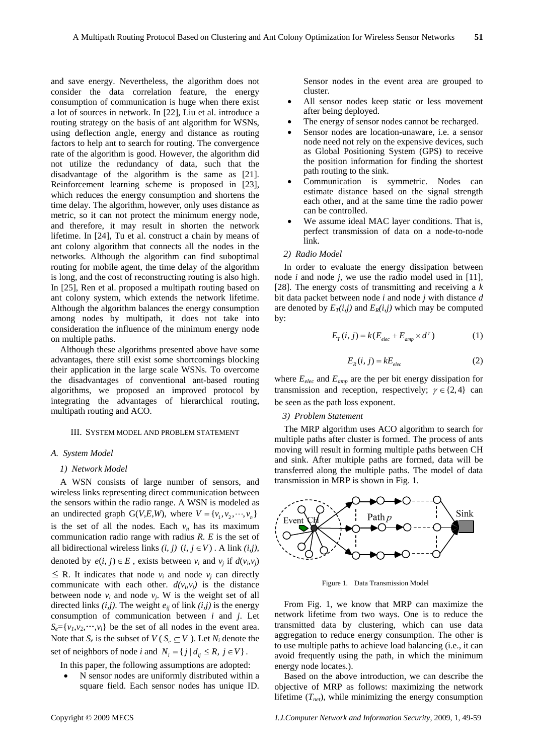and save energy. Nevertheless, the algorithm does not consider the data correlation feature, the energy consumption of communication is huge when there exist a lot of sources in network. In [22], Liu et al. introduce a routing strategy on the basis of ant algorithm for WSNs, using deflection angle, energy and distance as routing factors to help ant to search for routing. The convergence rate of the algorithm is good. However, the algorithm did not utilize the redundancy of data, such that the disadvantage of the algorithm is the same as [21]. Reinforcement learning scheme is proposed in [23], which reduces the energy consumption and shortens the time delay. The algorithm, however, only uses distance as metric, so it can not protect the minimum energy node, and therefore, it may result in shorten the network lifetime. In [24], Tu et al. construct a chain by means of ant colony algorithm that connects all the nodes in the networks. Although the algorithm can find suboptimal routing for mobile agent, the time delay of the algorithm is long, and the cost of reconstructing routing is also high. In [25], Ren et al. proposed a multipath routing based on ant colony system, which extends the network lifetime. Although the algorithm balances the energy consumption among nodes by multipath, it does not take into consideration the influence of the minimum energy node on multiple paths.

Although these algorithms presented above have some advantages, there still exist some shortcomings blocking their application in the large scale WSNs. To overcome the disadvantages of conventional ant-based routing algorithms, we proposed an improved protocol by integrating the advantages of hierarchical routing, multipath routing and ACO.

## III. System Model and Problem Statement

### A. System Model

#### 1) Network Model

A WSN consists of large number of sensors, and wireless links representing direct communication between the sensors within the radio range. A WSN is modeled as an undirected graph G(*V*,*E*,*W*), where $V = \{v_1, v_2, \cdots, v_n\}$ is the set of all the nodes. Each $v_n$ has its maximum communication radio range with radius *R*. *E* is the set of all bidirectional wireless links $(i, j)$ $(i, j \in V)$. A link $(i,j)$, denoted by $e(i, j) \in E$, exists between $v_i$ and $v_j$ if $d(v_i,v_j) \leq$ R. It indicates that node $v_i$ and node $v_j$ can directly communicate with each other. $d(v_i,v_j)$ is the distance between node $v_i$ and node $v_j$. W is the weight set of all directed links $(i,j)$. The weight $e_{ij}$ of link $(i,j)$ is the energy consumption of communication between *i* and *j*. Let $S_e=\{v_1,v_2,\cdots,v_l\}$ be the set of all nodes in the event area. Note that $S_e$ is the subset of *V* ($S_e \subseteq V$). Let $N_i$ denote the set of neighbors of node *i* and $N_i = \{j \mid d_{ij} \leq R, j \in V\}$.

In this paper, the following assumptions are adopted:

- N sensor nodes are uniformly distributed within a square field. Each sensor nodes has unique ID. Sensor nodes in the event area are grouped to cluster.
- All sensor nodes keep static or less movement after being deployed.
- The energy of sensor nodes cannot be recharged.
- Sensor nodes are location-unaware, i.e. a sensor node need not rely on the expensive devices, such as Global Positioning System (GPS) to receive the position information for finding the shortest path routing to the sink.
- Communication is symmetric. Nodes can estimate distance based on the signal strength each other, and at the same time the radio power can be controlled.
- We assume ideal MAC layer conditions. That is, perfect transmission of data on a node-to-node link.

#### 2) Radio Model

In order to evaluate the energy dissipation between node *i* and node *j*, we use the radio model used in [11], [28]. The energy costs of transmitting and receiving a *k* bit data packet between node *i* and node *j* with distance *d* are denoted by $E_T(i,j)$ and $E_R(i,j)$ which may be computed by:

$$E_T(i, j) = k(E_{elec} + E_{amp} \times d^{\gamma}) \tag{1}$$

$$E_R(i, j) = kE_{elec} \tag{2}$$

where $E_{elec}$ and $E_{amp}$ are the per bit energy dissipation for transmission and reception, respectively; $\gamma \in \{2, 4\}$ can be seen as the path loss exponent.

#### 3) Problem Statement

The MRP algorithm uses ACO algorithm to search for multiple paths after cluster is formed. The process of ants moving will result in forming multiple paths between CH and sink. After multiple paths are formed, data will be transferred along the multiple paths. The model of data transmission in MRP is shown in Fig. 1.

Figure 1. Data Transmission Model

From Fig. 1, we know that MRP can maximize the network lifetime from two ways. One is to reduce the transmitted data by clustering, which can use data aggregation to reduce energy consumption. The other is to use multiple paths to achieve load balancing (i.e., it can avoid frequently using the path, in which the minimum energy node locates.).

Based on the above introduction, we can describe the objective of MRP as follows: maximizing the network lifetime ($T_{net}$), while minimizing the energy consumption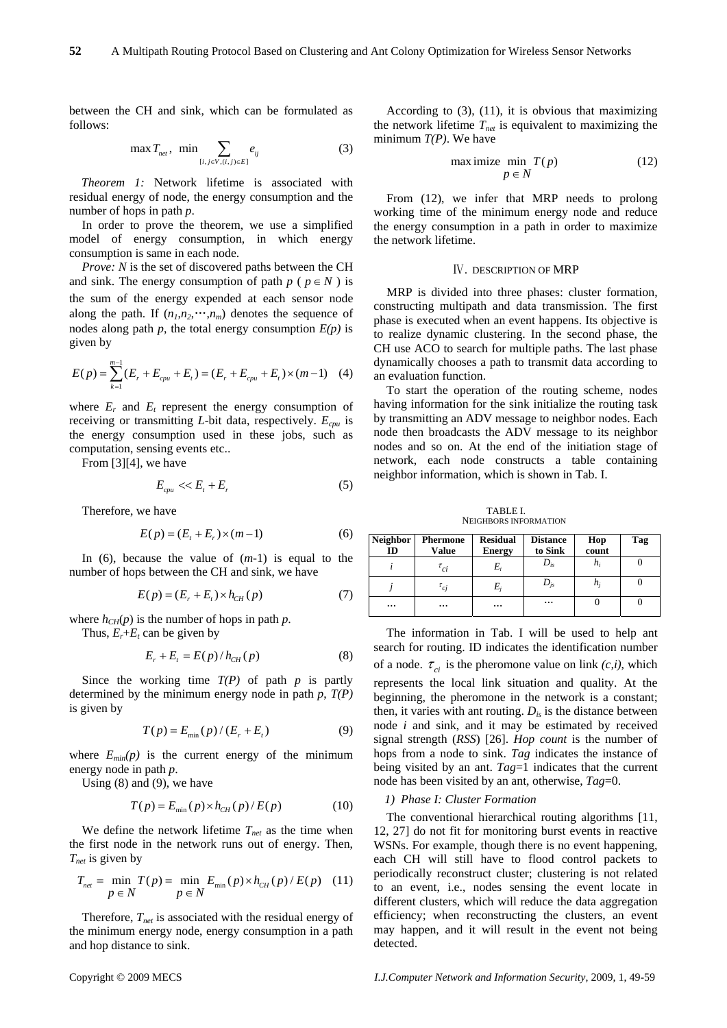between the CH and sink, which can be formulated as follows:

$$\max T_{net}, \ \min \sum_{[i,j \in V,(i,j) \in E]} e_{ij} \quad (3)$$

*Theorem 1:* Network lifetime is associated with residual energy of node, the energy consumption and the number of hops in path *p*.

In order to prove the theorem, we use a simplified model of energy consumption, in which energy consumption is same in each node.

*Prove: N* is the set of discovered paths between the CH and sink. The energy consumption of path $p$ ( $p \in N$ ) is the sum of the energy expended at each sensor node along the path. If $(n_1,n_2,\cdots,n_m)$ denotes the sequence of nodes along path *p*, the total energy consumption *E(p)* is given by

$$E(p) = \sum_{k=1}^{m-1}(E_r + E_{cpu} + E_t) = (E_r + E_{cpu} + E_t) \times (m-1) \quad (4)$$

where $E_r$ and $E_t$ represent the energy consumption of receiving or transmitting *L*-bit data, respectively. $E_{cpu}$ is the energy consumption used in these jobs, such as computation, sensing events etc..

From [3][4], we have

$$E_{cpu} << E_t + E_r \quad (5)$$

Therefore, we have

$$E(p) = (E_t + E_r) \times (m-1) \quad (6)$$

In (6), because the value of (*m*-1) is equal to the number of hops between the CH and sink, we have

$$E(p) = (E_r + E_t) \times h_{CH}(p) \quad (7)$$

where $h_{CH}(p)$ is the number of hops in path *p*.

Thus, $E_r$+$E_t$ can be given by

$$E_r + E_t = E(p) / h_{CH}(p) \quad (8)$$

Since the working time *T(P)* of path *p* is partly determined by the minimum energy node in path *p*, *T(P)* is given by

$$T(p) = E_{\min}(p) / (E_r + E_t) \quad (9)$$

where $E_{min}(p)$ is the current energy of the minimum energy node in path *p*.

Using (8) and (9), we have

$$T(p) = E_{\min}(p) \times h_{CH}(p) / E(p) \quad (10)$$

We define the network lifetime $T_{net}$ as the time when the first node in the network runs out of energy. Then, $T_{net}$ is given by

$$T_{net} = \min_{p \in N} T(p) = \min_{p \in N} E_{\min}(p) \times h_{CH}(p) / E(p) \quad (11)$$

Therefore, $T_{net}$ is associated with the residual energy of the minimum energy node, energy consumption in a path and hop distance to sink.

According to (3), (11), it is obvious that maximizing the network lifetime $T_{net}$ is equivalent to maximizing the minimum *T(P)*. We have

$$\text{maximize} \min_{p \in N} T(p) \quad (12)$$

From (12), we infer that MRP needs to prolong working time of the minimum energy node and reduce the energy consumption in a path in order to maximize the network lifetime.

## Ⅳ. DESCRIPTION OF MRP

MRP is divided into three phases: cluster formation, constructing multipath and data transmission. The first phase is executed when an event happens. Its objective is to realize dynamic clustering. In the second phase, the CH use ACO to search for multiple paths. The last phase dynamically chooses a path to transmit data according to an evaluation function.

To start the operation of the routing scheme, nodes having information for the sink initialize the routing task by transmitting an ADV message to neighbor nodes. Each node then broadcasts the ADV message to its neighbor nodes and so on. At the end of the initiation stage of network, each node constructs a table containing neighbor information, which is shown in Tab. I.

TABLE I.
NEIGHBORS INFORMATION

| Neighbor ID | Phermone Value | Residual Energy | Distance to Sink | Hop count | Tag |
|---|---|---|---|---|---|
| $i$ | $\tau_{ci}$ | $E_i$ | $D_{is}$ | $h_i$ | 0 |
| $j$ | $\tau_{cj}$ | $E_j$ | $D_{js}$ | $h_j$ | 0 |
| … | … | … | … | 0 | 0 |

The information in Tab. I will be used to help ant search for routing. ID indicates the identification number of a node. $\tau_{ci}$ is the pheromone value on link *(c,i)*, which represents the local link situation and quality. At the beginning, the pheromone in the network is a constant; then, it varies with ant routing. $D_{is}$ is the distance between node *i* and sink, and it may be estimated by received signal strength (*RSS*) [26]. *Hop count* is the number of hops from a node to sink. *Tag* indicates the instance of being visited by an ant. *Tag*=1 indicates that the current node has been visited by an ant, otherwise, *Tag*=0.

### 1) Phase I: Cluster Formation

The conventional hierarchical routing algorithms [11, 12, 27] do not fit for monitoring burst events in reactive WSNs. For example, though there is no event happening, each CH will still have to flood control packets to periodically reconstruct cluster; clustering is not related to an event, i.e., nodes sensing the event locate in different clusters, which will reduce the data aggregation efficiency; when reconstructing the clusters, an event may happen, and it will result in the event not being detected.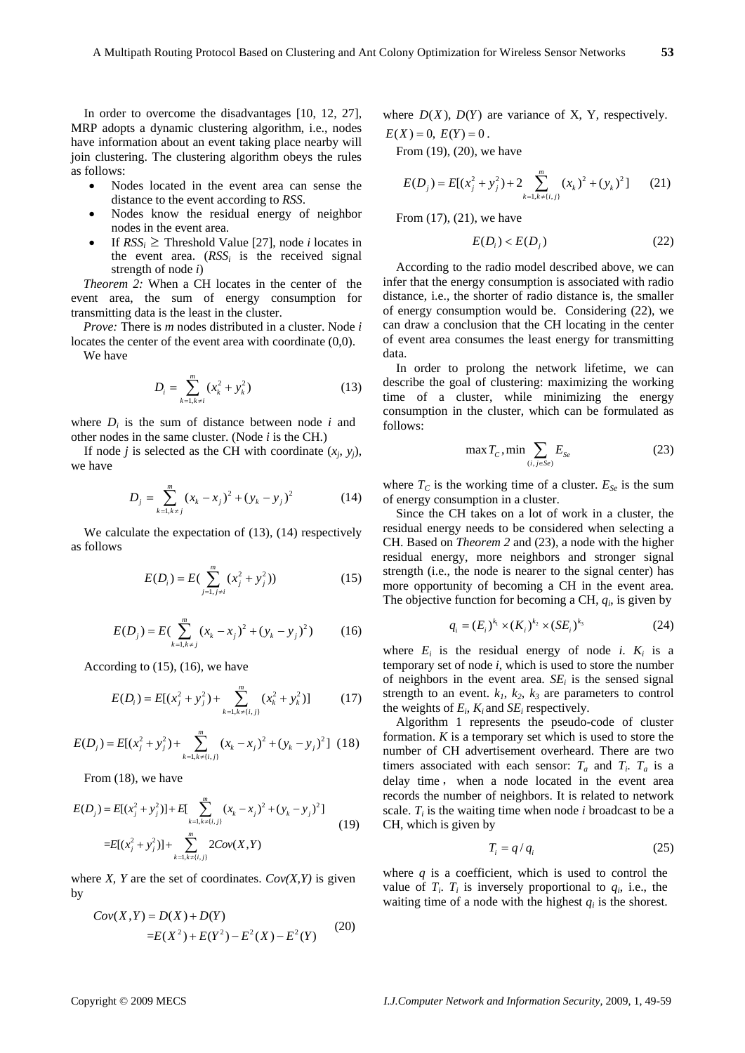In order to overcome the disadvantages [10, 12, 27], MRP adopts a dynamic clustering algorithm, i.e., nodes have information about an event taking place nearby will join clustering. The clustering algorithm obeys the rules as follows:

- Nodes located in the event area can sense the distance to the event according to *RSS*.
- Nodes know the residual energy of neighbor nodes in the event area.
- If $RSS_i \geq$ Threshold Value [27], node *i* locates in the event area. ($RSS_i$ is the received signal strength of node *i*)

*Theorem 2:* When a CH locates in the center of the event area, the sum of energy consumption for transmitting data is the least in the cluster.

*Prove:* There is *m* nodes distributed in a cluster. Node *i* locates the center of the event area with coordinate (0,0).

We have

$$D_i = \sum_{k=1,k\neq i}^{m} (x_k^2 + y_k^2) \tag{13}$$

where $D_i$ is the sum of distance between node *i* and other nodes in the same cluster. (Node *i* is the CH.)

If node *j* is selected as the CH with coordinate ($x_j$, $y_j$), we have

$$D_j = \sum_{k=1,k\neq j}^{m} (x_k - x_j)^2 + (y_k - y_j)^2 \tag{14}$$

We calculate the expectation of (13), (14) respectively as follows

$$E(D_i) = E(\sum_{j=1,j\neq i}^{m} (x_j^2 + y_j^2)) \tag{15}$$

$$E(D_j) = E(\sum_{k=1,k\neq j}^{m} (x_k - x_j)^2 + (y_k - y_j)^2) \tag{16}$$

According to (15), (16), we have

$$E(D_i) = E[(x_j^2 + y_j^2) + \sum_{k=1,k\neq\{i,j\}}^{m} (x_k^2 + y_k^2)] \tag{17}$$

$$E(D_j) = E[(x_j^2 + y_j^2) + \sum_{k=1,k\neq\{i,j\}}^{m} (x_k - x_j)^2 + (y_k - y_j)^2] \tag{18}$$

From (18), we have

$$\begin{aligned} E(D_j) &= E[(x_j^2 + y_j^2)] + E[\sum_{k=1,k\neq\{i,j\}}^{m} (x_k - x_j)^2 + (y_k - y_j)^2] \\ &= E[(x_j^2 + y_j^2)] + \sum_{k=1,k\neq\{i,j\}}^{m} 2Cov(X,Y) \end{aligned} \tag{19}$$

where *X*, *Y* are the set of coordinates. *Cov(X,Y)* is given by

$$\begin{aligned} Cov(X,Y) &= D(X) + D(Y) \\ &= E(X^2) + E(Y^2) - E^2(X) - E^2(Y) \end{aligned} \tag{20}$$

where $D(X)$, $D(Y)$ are variance of X, Y, respectively. $E(X) = 0,\ E(Y) = 0$.

From (19), (20), we have

$$E(D_j) = E[(x_j^2 + y_j^2) + 2\sum_{k=1,k\neq\{i,j\}}^{m} (x_k)^2 + (y_k)^2] \tag{21}$$

From (17), (21), we have

$$E(D_i) < E(D_j) \tag{22}$$

According to the radio model described above, we can infer that the energy consumption is associated with radio distance, i.e., the shorter of radio distance is, the smaller of energy consumption would be. Considering (22), we can draw a conclusion that the CH locating in the center of event area consumes the least energy for transmitting data.

In order to prolong the network lifetime, we can describe the goal of clustering: maximizing the working time of a cluster, while minimizing the energy consumption in the cluster, which can be formulated as follows:

$$\max T_C, \min \sum_{(i,j\in Se)} E_{Se} \tag{23}$$

where $T_C$ is the working time of a cluster. $E_{Se}$ is the sum of energy consumption in a cluster.

Since the CH takes on a lot of work in a cluster, the residual energy needs to be considered when selecting a CH. Based on *Theorem 2* and (23), a node with the higher residual energy, more neighbors and stronger signal strength (i.e., the node is nearer to the signal center) has more opportunity of becoming a CH in the event area. The objective function for becoming a CH, $q_i$, is given by

$$q_i = (E_i)^{k_1} \times (K_i)^{k_2} \times (SE_i)^{k_3} \tag{24}$$

where $E_i$ is the residual energy of node *i*. $K_i$ is a temporary set of node *i*, which is used to store the number of neighbors in the event area. $SE_i$ is the sensed signal strength to an event. $k_1$, $k_2$, $k_3$ are parameters to control the weights of $E_i$, $K_i$ and $SE_i$ respectively.

Algorithm 1 represents the pseudo-code of cluster formation. *K* is a temporary set which is used to store the number of CH advertisement overheard. There are two timers associated with each sensor: $T_a$ and $T_i$. $T_a$ is a delay time，when a node located in the event area records the number of neighbors. It is related to network scale. $T_i$ is the waiting time when node *i* broadcast to be a CH, which is given by

$$T_i = q / q_i \tag{25}$$

where *q* is a coefficient, which is used to control the value of $T_i$. $T_i$ is inversely proportional to $q_i$, i.e., the waiting time of a node with the highest $q_i$ is the shortest.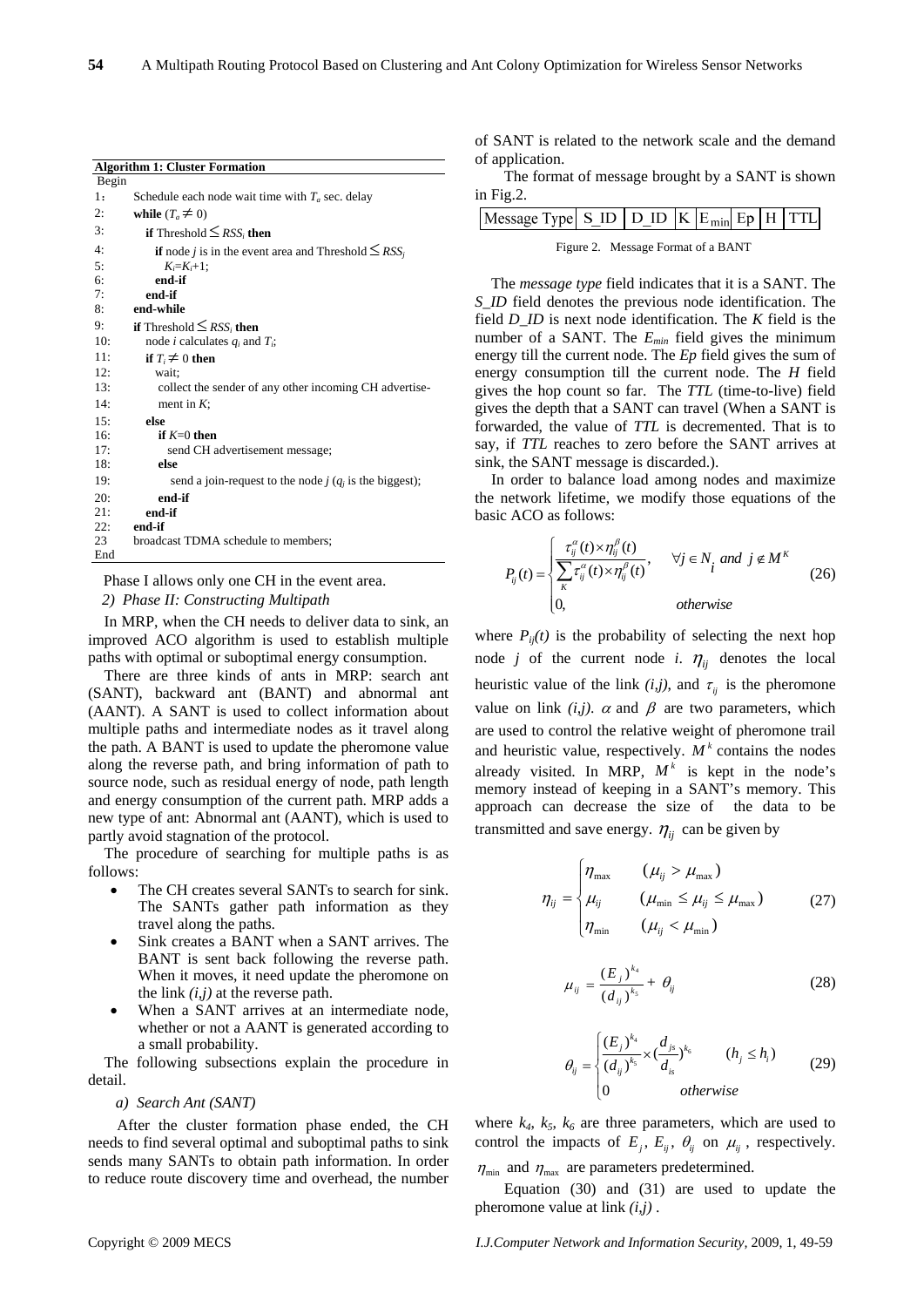**Algorithm 1: Cluster Formation**

```
Begin
1:   Schedule each node wait time with T_a sec. delay
2:   while (T_a ≠ 0)
3:     if Threshold ≤ RSS_i then
4:       if node j is in the event area and Threshold ≤ RSS_j
5:         K_i=K_i+1;
6:       end-if
7:     end-if
8:   end-while
9:   if Threshold ≤ RSS_i then
10:    node i calculates q_i and T_i;
11:    if T_i ≠ 0 then
12:      wait;
13:      collect the sender of any other incoming CH advertise-
14:      ment in K;
15:    else
16:      if K=0 then
17:        send CH advertisement message;
18:      else
19:        send a join-request to the node j (q_j is the biggest);
20:      end-if
21:    end-if
22:  end-if
23   broadcast TDMA schedule to members;
End
```

Phase I allows only one CH in the event area.

*2) Phase II: Constructing Multipath*

In MRP, when the CH needs to deliver data to sink, an improved ACO algorithm is used to establish multiple paths with optimal or suboptimal energy consumption.

There are three kinds of ants in MRP: search ant (SANT), backward ant (BANT) and abnormal ant (AANT). A SANT is used to collect information about multiple paths and intermediate nodes as it travel along the path. A BANT is used to update the pheromone value along the reverse path, and bring information of path to source node, such as residual energy of node, path length and energy consumption of the current path. MRP adds a new type of ant: Abnormal ant (AANT), which is used to partly avoid stagnation of the protocol.

The procedure of searching for multiple paths is as follows:

- The CH creates several SANTs to search for sink. The SANTs gather path information as they travel along the paths.
- Sink creates a BANT when a SANT arrives. The BANT is sent back following the reverse path. When it moves, it need update the pheromone on the link *(i,j)* at the reverse path.
- When a SANT arrives at an intermediate node, whether or not a AANT is generated according to a small probability.

The following subsections explain the procedure in detail.

*a) Search Ant (SANT)*

After the cluster formation phase ended, the CH needs to find several optimal and suboptimal paths to sink sends many SANTs to obtain path information. In order to reduce route discovery time and overhead, the number of SANT is related to the network scale and the demand of application.

The format of message brought by a SANT is shown in Fig.2.

| Message Type | S_ID | D_ID | K | $E_{min}$ | Ep | H | TTL |
|---|---|---|---|---|---|---|---|

Figure 2. Message Format of a BANT

The *message type* field indicates that it is a SANT. The *S_ID* field denotes the previous node identification. The field *D_ID* is next node identification. The *K* field is the number of a SANT. The $E_{min}$ field gives the minimum energy till the current node. The *Ep* field gives the sum of energy consumption till the current node. The *H* field gives the hop count so far. The *TTL* (time-to-live) field gives the depth that a SANT can travel (When a SANT is forwarded, the value of *TTL* is decremented. That is to say, if *TTL* reaches to zero before the SANT arrives at sink, the SANT message is discarded.).

In order to balance load among nodes and maximize the network lifetime, we modify those equations of the basic ACO as follows:

$$P_{ij}(t)=\begin{cases}\dfrac{\tau_{ij}^{\alpha}(t)\times\eta_{ij}^{\beta}(t)}{\sum\limits_{K}\tau_{ij}^{\alpha}(t)\times\eta_{ij}^{\beta}(t)}, & \forall j\in N_i \text{ and } j\notin M^K\\ 0, & \text{otherwise}\end{cases}\tag{26}$$

where $P_{ij}(t)$ is the probability of selecting the next hop node *j* of the current node *i*. $\eta_{ij}$ denotes the local heuristic value of the link *(i,j)*, and $\tau_{ij}$ is the pheromone value on link *(i,j)*. $\alpha$ and $\beta$ are two parameters, which are used to control the relative weight of pheromone trail and heuristic value, respectively. $M^k$ contains the nodes already visited. In MRP, $M^k$ is kept in the node's memory instead of keeping in a SANT's memory. This approach can decrease the size of the data to be transmitted and save energy. $\eta_{ij}$ can be given by

$$\eta_{ij}=\begin{cases}\eta_{\max} & (\mu_{ij}>\mu_{\max})\\ \mu_{ij} & (\mu_{\min}\le\mu_{ij}\le\mu_{\max})\\ \eta_{\min} & (\mu_{ij}<\mu_{\min})\end{cases}\tag{27}$$

$$\mu_{ij}=\frac{(E_j)^{k_4}}{(d_{ij})^{k_5}}+\theta_{ij}\tag{28}$$

$$\theta_{ij}=\begin{cases}\dfrac{(E_j)^{k_4}}{(d_{ij})^{k_5}}\times(\dfrac{d_{js}}{d_{is}})^{k_6} & (h_j\le h_i)\\ 0 & \text{otherwise}\end{cases}\tag{29}$$

where $k_4$, $k_5$, $k_6$ are three parameters, which are used to control the impacts of $E_j$, $E_{ij}$, $\theta_{ij}$ on $\mu_{ij}$, respectively. $\eta_{\min}$ and $\eta_{\max}$ are parameters predetermined.

Equation (30) and (31) are used to update the pheromone value at link *(i,j)*.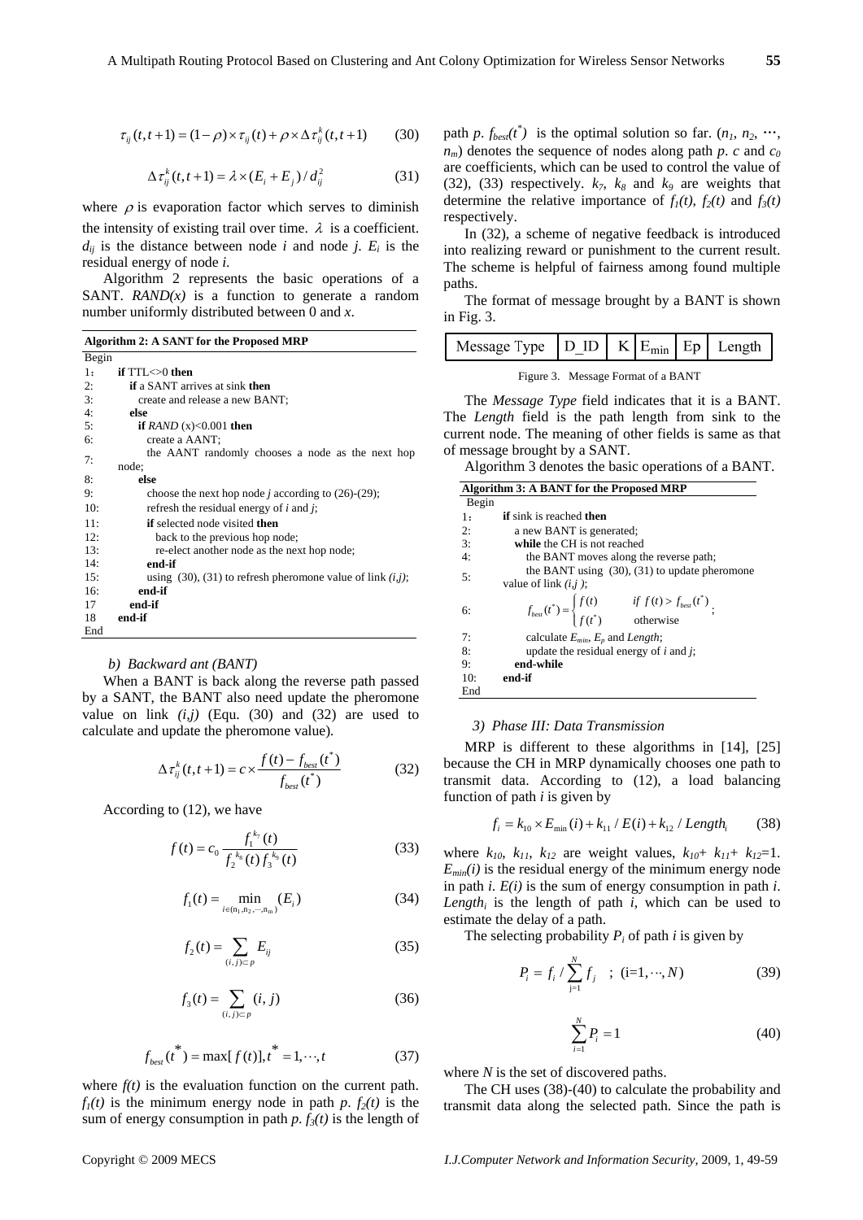$$\tau_{ij}(t,t+1) = (1-\rho)\times\tau_{ij}(t) + \rho\times\Delta\tau_{ij}^{k}(t,t+1) \qquad (30)$$

$$\Delta\tau_{ij}^{k}(t,t+1) = \lambda\times(E_i + E_j)/d_{ij}^2 \qquad (31)$$

where $\rho$ is evaporation factor which serves to diminish the intensity of existing trail over time. $\lambda$ is a coefficient. $d_{ij}$ is the distance between node $i$ and node $j$. $E_i$ is the residual energy of node $i$.

Algorithm 2 represents the basic operations of a SANT. *RAND(x)* is a function to generate a random number uniformly distributed between 0 and $x$.

**Algorithm 2: A SANT for the Proposed MRP**

```
Begin
1:  if TTL<>0 then
2:    if a SANT arrives at sink then
3:      create and release a new BANT;
4:    else
5:      if RAND (x)<0.001 then
6:        create a AANT;
7:        the AANT randomly chooses a node as the next hop node;
8:      else
9:        choose the next hop node j according to (26)-(29);
10:       refresh the residual energy of i and j;
11:       if selected node visited then
12:         back to the previous hop node;
13:         re-elect another node as the next hop node;
14:       end-if
15:       using (30), (31) to refresh pheromone value of link (i,j);
16:     end-if
17    end-if
18  end-if
End
```

*b) Backward ant (BANT)*

When a BANT is back along the reverse path passed by a SANT, the BANT also need update the pheromone value on link *(i,j)* (Equ. (30) and (32) are used to calculate and update the pheromone value).

$$\Delta\tau_{ij}^{k}(t,t+1) = c\times\frac{f(t) - f_{best}(t^*)}{f_{best}(t^*)} \qquad (32)$$

According to (12), we have

$$f(t) = c_0\frac{f_1^{k_7}(t)}{f_2^{k_8}(t)f_3^{k_9}(t)} \qquad (33)$$

$$f_1(t) = \min_{i\in(n_1,n_2,\cdots,n_m)}(E_i) \qquad (34)$$

$$f_2(t) = \sum_{(i,j)\subset p} E_{ij} \qquad (35)$$

$$f_3(t) = \sum_{(i,j)\subset p}(i,j) \qquad (36)$$

$$f_{best}(t^*) = \max[f(t)], t^* = 1,\cdots,t \qquad (37)$$

where $f(t)$ is the evaluation function on the current path. $f_1(t)$ is the minimum energy node in path $p$. $f_2(t)$ is the sum of energy consumption in path $p$. $f_3(t)$ is the length of path $p$. $f_{best}(t^*)$ is the optimal solution so far. $(n_1, n_2, \cdots, n_m)$ denotes the sequence of nodes along path $p$. $c$ and $c_0$ are coefficients, which can be used to control the value of (32), (33) respectively. $k_7$, $k_8$ and $k_9$ are weights that determine the relative importance of $f_1(t)$, $f_2(t)$ and $f_3(t)$ respectively.

In (32), a scheme of negative feedback is introduced into realizing reward or punishment to the current result. The scheme is helpful of fairness among found multiple paths.

The format of message brought by a BANT is shown in Fig. 3.

| Message Type | D_ID | K | $E_{min}$ | Ep | Length |
|---|---|---|---|---|---|

Figure 3. Message Format of a BANT

The *Message Type* field indicates that it is a BANT. The *Length* field is the path length from sink to the current node. The meaning of other fields is same as that of message brought by a SANT.

Algorithm 3 denotes the basic operations of a BANT.

**Algorithm 3: A BANT for the Proposed MRP**

Begin

1: **if** sink is reached **then**

2: a new BANT is generated;

3: **while** the CH is not reached

4: the BANT moves along the reverse path;

5: the BANT using (30), (31) to update pheromone value of link $(i,j)$;

6: $f_{best}(t^*) = \begin{cases} f(t) & if\ f(t) > f_{best}(t^*) \\ f(t^*) & \text{otherwise} \end{cases}$;

7: calculate $E_{min}$, $E_p$ and *Length*;

8: update the residual energy of $i$ and $j$;

9: **end-while**

10: **end-if**

End

*3) Phase III: Data Transmission*

MRP is different to these algorithms in [14], [25] because the CH in MRP dynamically chooses one path to transmit data. According to (12), a load balancing function of path $i$ is given by

$$f_i = k_{10}\times E_{\min}(i) + k_{11}/E(i) + k_{12}/Length_i \qquad (38)$$

where $k_{10}$, $k_{11}$, $k_{12}$ are weight values, $k_{10}+k_{11}+k_{12}=1$. $E_{min}(i)$ is the residual energy of the minimum energy node in path $i$. $E(i)$ is the sum of energy consumption in path $i$. $Length_i$ is the length of path $i$, which can be used to estimate the delay of a path.

The selecting probability $P_i$ of path $i$ is given by

$$P_i = f_i / \sum_{j=1}^{N} f_j \quad ; \ (i=1,\cdots,N) \qquad (39)$$

$$\sum_{i=1}^{N} P_i = 1 \qquad (40)$$

where $N$ is the set of discovered paths.

The CH uses (38)-(40) to calculate the probability and transmit data along the selected path. Since the path is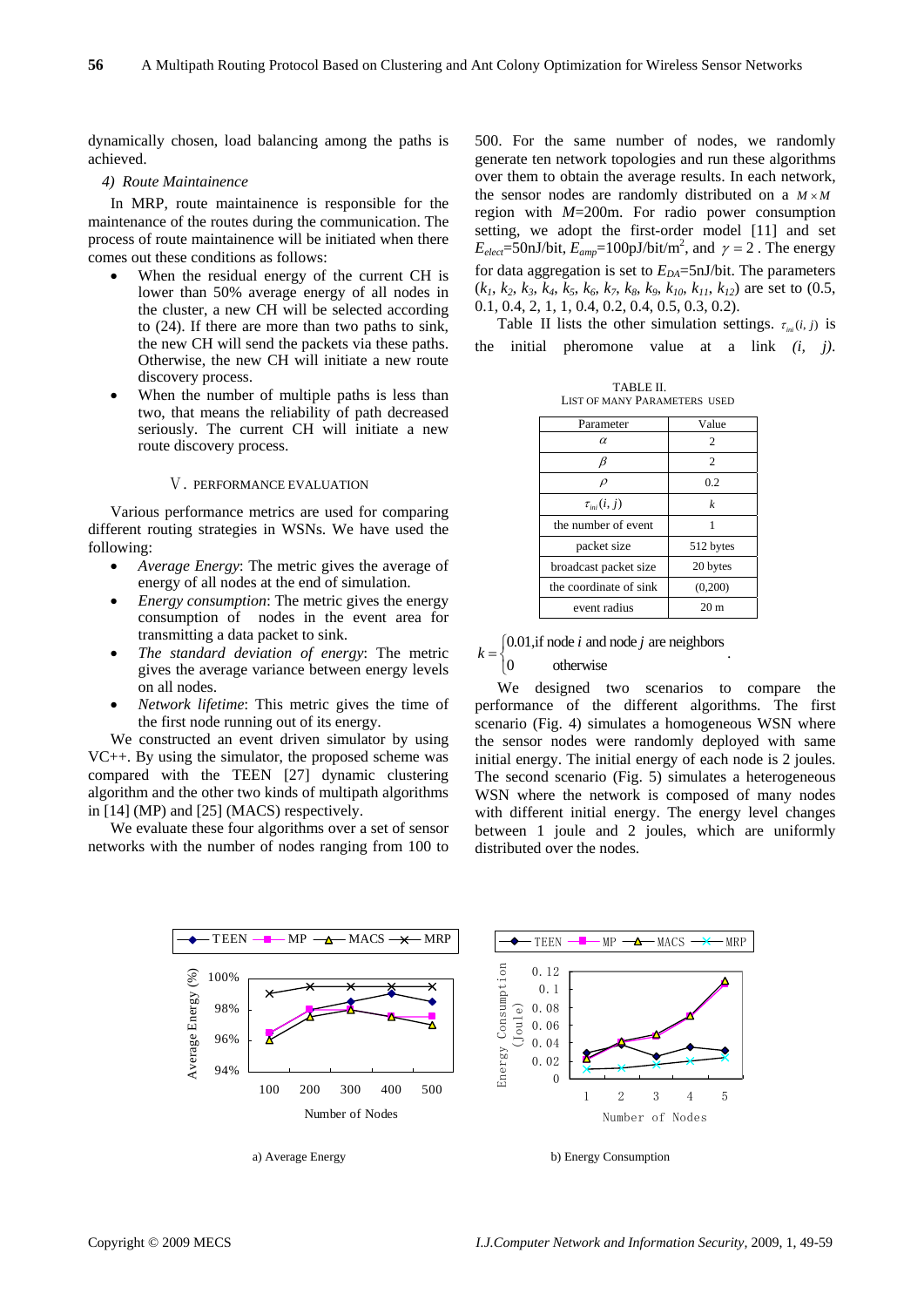dynamically chosen, load balancing among the paths is achieved.

*4) Route Maintainence*

In MRP, route maintainence is responsible for the maintenance of the routes during the communication. The process of route maintainence will be initiated when there comes out these conditions as follows:

- When the residual energy of the current CH is lower than 50% average energy of all nodes in the cluster, a new CH will be selected according to (24). If there are more than two paths to sink, the new CH will send the packets via these paths. Otherwise, the new CH will initiate a new route discovery process.
- When the number of multiple paths is less than two, that means the reliability of path decreased seriously. The current CH will initiate a new route discovery process.

## V. PERFORMANCE EVALUATION

Various performance metrics are used for comparing different routing strategies in WSNs. We have used the following:

- *Average Energy*: The metric gives the average of energy of all nodes at the end of simulation.
- *Energy consumption*: The metric gives the energy consumption of nodes in the event area for transmitting a data packet to sink.
- *The standard deviation of energy*: The metric gives the average variance between energy levels on all nodes.
- *Network lifetime*: This metric gives the time of the first node running out of its energy.

We constructed an event driven simulator by using VC++. By using the simulator, the proposed scheme was compared with the TEEN [27] dynamic clustering algorithm and the other two kinds of multipath algorithms in [14] (MP) and [25] (MACS) respectively.

We evaluate these four algorithms over a set of sensor networks with the number of nodes ranging from 100 to 500. For the same number of nodes, we randomly generate ten network topologies and run these algorithms over them to obtain the average results. In each network, the sensor nodes are randomly distributed on a $M \times M$ region with $M$=200m. For radio power consumption setting, we adopt the first-order model [11] and set $E_{elect}$=50nJ/bit, $E_{amp}$=100pJ/bit/m$^2$, and $\gamma = 2$. The energy for data aggregation is set to $E_{DA}$=5nJ/bit. The parameters ($k_1$, $k_2$, $k_3$, $k_4$, $k_5$, $k_6$, $k_7$, $k_8$, $k_9$, $k_{10}$, $k_{11}$, $k_{12}$) are set to (0.5, 0.1, 0.4, 2, 1, 1, 0.4, 0.2, 0.4, 0.5, 0.3, 0.2).

Table II lists the other simulation settings. $\tau_{ini}(i,j)$ is the initial pheromone value at a link *(i, j)*.

TABLE II.
LIST OF MANY PARAMETERS USED

| Parameter | Value |
|---|---|
| $\alpha$ | 2 |
| $\beta$ | 2 |
| $\rho$ | 0.2 |
| $\tau_{ini}(i,j)$ | $k$ |
| the number of event | 1 |
| packet size | 512 bytes |
| broadcast packet size | 20 bytes |
| the coordinate of sink | (0,200) |
| event radius | 20 m |

$$k = \begin{cases} 0.01, \text{if node } i \text{ and node } j \text{ are neighbors} \\ 0 \quad\quad \text{otherwise} \end{cases}.$$

We designed two scenarios to compare the performance of the different algorithms. The first scenario (Fig. 4) simulates a homogeneous WSN where the sensor nodes were randomly deployed with same initial energy. The initial energy of each node is 2 joules. The second scenario (Fig. 5) simulates a heterogeneous WSN where the network is composed of many nodes with different initial energy. The energy level changes between 1 joule and 2 joules, which are uniformly distributed over the nodes.

a) Average Energy

b) Energy Consumption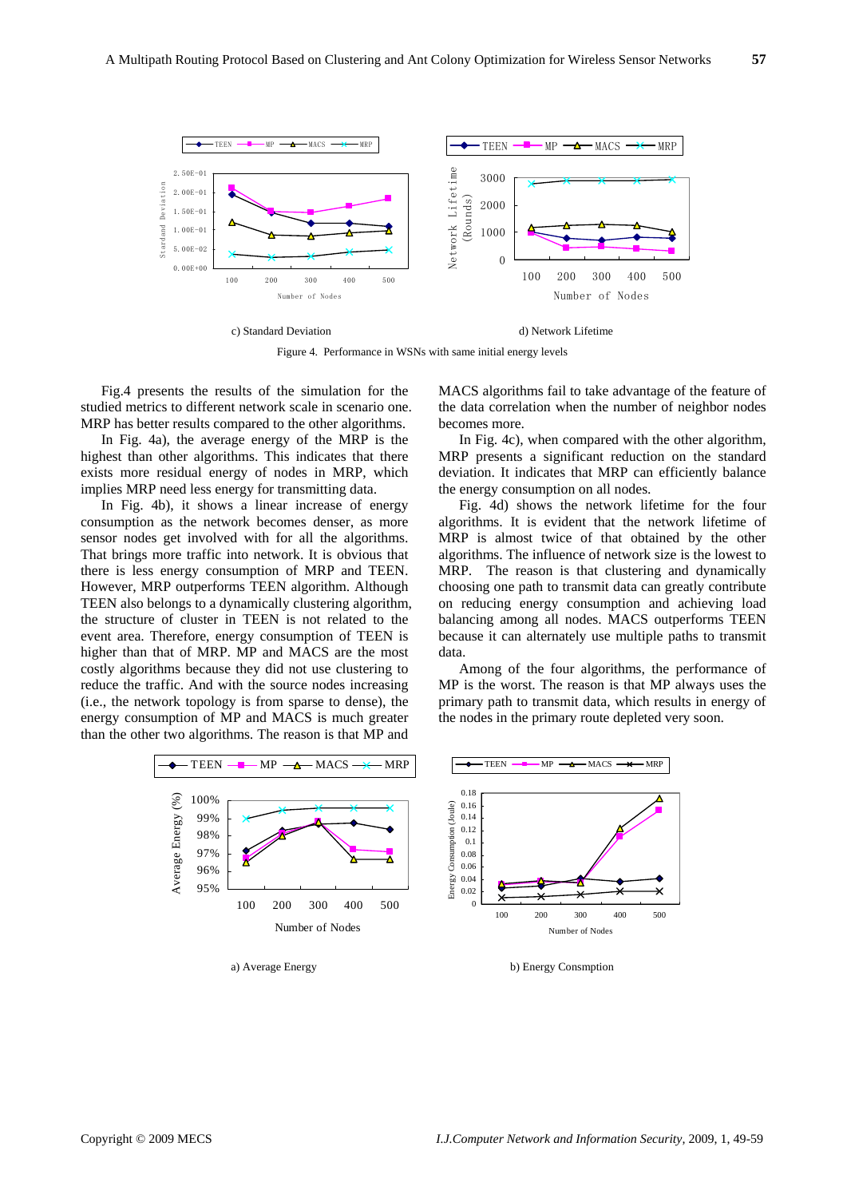c) Standard Deviation

d) Network Lifetime

Figure 4. Performance in WSNs with same initial energy levels

Fig.4 presents the results of the simulation for the studied metrics to different network scale in scenario one. MRP has better results compared to the other algorithms.

In Fig. 4a), the average energy of the MRP is the highest than other algorithms. This indicates that there exists more residual energy of nodes in MRP, which implies MRP need less energy for transmitting data.

In Fig. 4b), it shows a linear increase of energy consumption as the network becomes denser, as more sensor nodes get involved with for all the algorithms. That brings more traffic into network. It is obvious that there is less energy consumption of MRP and TEEN. However, MRP outperforms TEEN algorithm. Although TEEN also belongs to a dynamically clustering algorithm, the structure of cluster in TEEN is not related to the event area. Therefore, energy consumption of TEEN is higher than that of MRP. MP and MACS are the most costly algorithms because they did not use clustering to reduce the traffic. And with the source nodes increasing (i.e., the network topology is from sparse to dense), the energy consumption of MP and MACS is much greater than the other two algorithms. The reason is that MP and MACS algorithms fail to take advantage of the feature of the data correlation when the number of neighbor nodes becomes more.

In Fig. 4c), when compared with the other algorithm, MRP presents a significant reduction on the standard deviation. It indicates that MRP can efficiently balance the energy consumption on all nodes.

Fig. 4d) shows the network lifetime for the four algorithms. It is evident that the network lifetime of MRP is almost twice of that obtained by the other algorithms. The influence of network size is the lowest to MRP. The reason is that clustering and dynamically choosing one path to transmit data can greatly contribute on reducing energy consumption and achieving load balancing among all nodes. MACS outperforms TEEN because it can alternately use multiple paths to transmit data.

Among of the four algorithms, the performance of MP is the worst. The reason is that MP always uses the primary path to transmit data, which results in energy of the nodes in the primary route depleted very soon.

a) Average Energy

b) Energy Consmption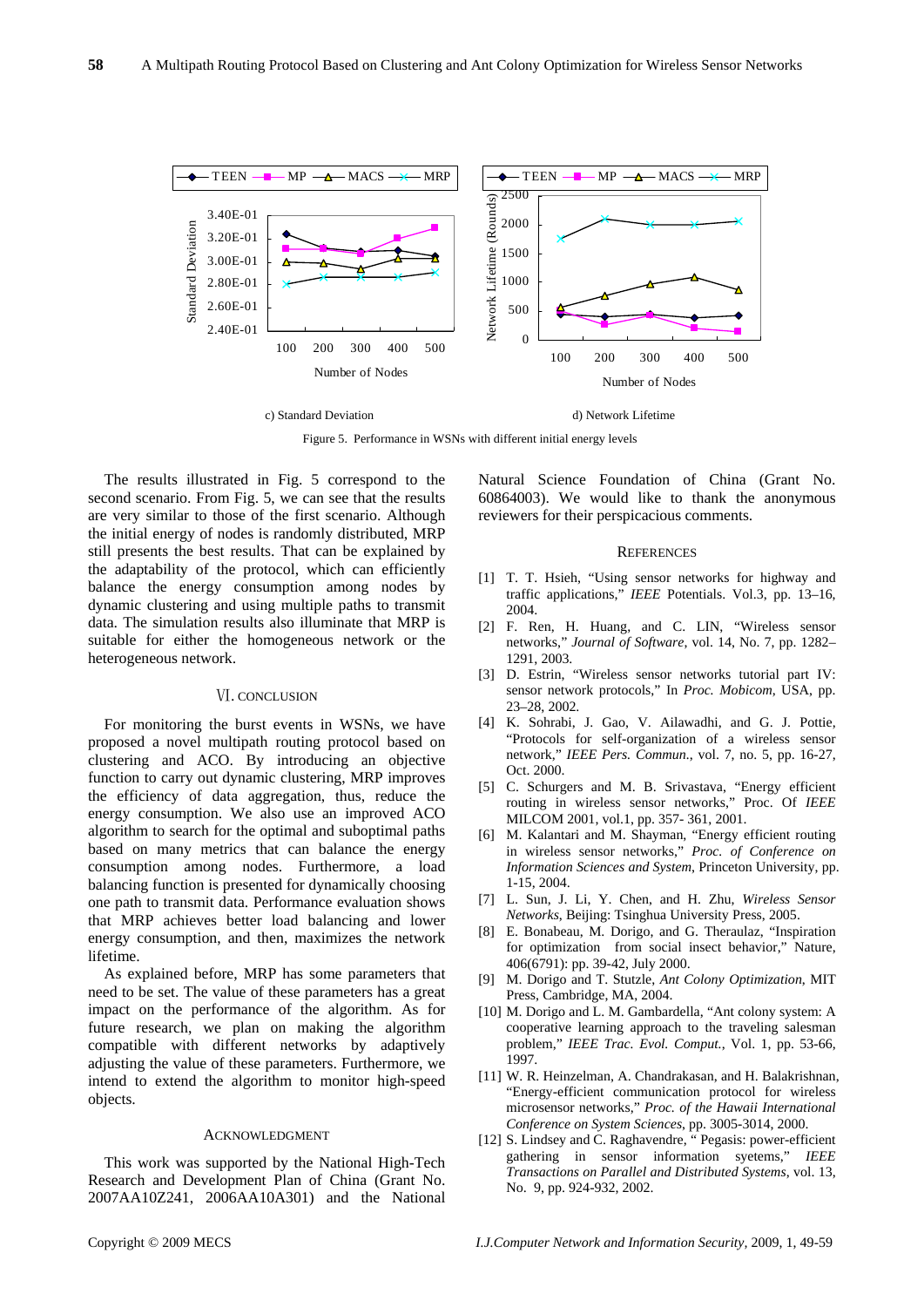c) Standard Deviation

d) Network Lifetime

Figure 5. Performance in WSNs with different initial energy levels

The results illustrated in Fig. 5 correspond to the second scenario. From Fig. 5, we can see that the results are very similar to those of the first scenario. Although the initial energy of nodes is randomly distributed, MRP still presents the best results. That can be explained by the adaptability of the protocol, which can efficiently balance the energy consumption among nodes by dynamic clustering and using multiple paths to transmit data. The simulation results also illuminate that MRP is suitable for either the homogeneous network or the heterogeneous network.

## VI. CONCLUSION

For monitoring the burst events in WSNs, we have proposed a novel multipath routing protocol based on clustering and ACO. By introducing an objective function to carry out dynamic clustering, MRP improves the efficiency of data aggregation, thus, reduce the energy consumption. We also use an improved ACO algorithm to search for the optimal and suboptimal paths based on many metrics that can balance the energy consumption among nodes. Furthermore, a load balancing function is presented for dynamically choosing one path to transmit data. Performance evaluation shows that MRP achieves better load balancing and lower energy consumption, and then, maximizes the network lifetime.

As explained before, MRP has some parameters that need to be set. The value of these parameters has a great impact on the performance of the algorithm. As for future research, we plan on making the algorithm compatible with different networks by adaptively adjusting the value of these parameters. Furthermore, we intend to extend the algorithm to monitor high-speed objects.

## ACKNOWLEDGMENT

This work was supported by the National High-Tech Research and Development Plan of China (Grant No. 2007AA10Z241, 2006AA10A301) and the National Natural Science Foundation of China (Grant No. 60864003). We would like to thank the anonymous reviewers for their perspicacious comments.

## REFERENCES

[1] T. T. Hsieh, "Using sensor networks for highway and traffic applications," *IEEE* Potentials. Vol.3, pp. 13–16, 2004.

[2] F. Ren, H. Huang, and C. LIN, "Wireless sensor networks," *Journal of Software*, vol. 14, No. 7, pp. 1282–1291, 2003.

[3] D. Estrin, "Wireless sensor networks tutorial part IV: sensor network protocols," In *Proc. Mobicom*, USA, pp. 23–28, 2002.

[4] K. Sohrabi, J. Gao, V. Ailawadhi, and G. J. Pottie, "Protocols for self-organization of a wireless sensor network," *IEEE Pers. Commun.*, vol. 7, no. 5, pp. 16-27, Oct. 2000.

[5] C. Schurgers and M. B. Srivastava, "Energy efficient routing in wireless sensor networks," Proc. Of *IEEE* MILCOM 2001, vol.1, pp. 357- 361, 2001.

[6] M. Kalantari and M. Shayman, "Energy efficient routing in wireless sensor networks," *Proc. of Conference on Information Sciences and System*, Princeton University, pp. 1-15, 2004.

[7] L. Sun, J. Li, Y. Chen, and H. Zhu, *Wireless Sensor Networks*, Beijing: Tsinghua University Press, 2005.

[8] E. Bonabeau, M. Dorigo, and G. Theraulaz, "Inspiration for optimization from social insect behavior," Nature, 406(6791): pp. 39-42, July 2000.

[9] M. Dorigo and T. Stutzle, *Ant Colony Optimization*, MIT Press, Cambridge, MA, 2004.

[10] M. Dorigo and L. M. Gambardella, "Ant colony system: A cooperative learning approach to the traveling salesman problem," *IEEE Trac. Evol. Comput.*, Vol. 1, pp. 53-66, 1997.

[11] W. R. Heinzelman, A. Chandrakasan, and H. Balakrishnan, "Energy-efficient communication protocol for wireless microsensor networks," *Proc. of the Hawaii International Conference on System Sciences*, pp. 3005-3014, 2000.

[12] S. Lindsey and C. Raghavendre, " Pegasis: power-efficient gathering in sensor information syetems," *IEEE Transactions on Parallel and Distributed Systems*, vol. 13, No. 9, pp. 924-932, 2002.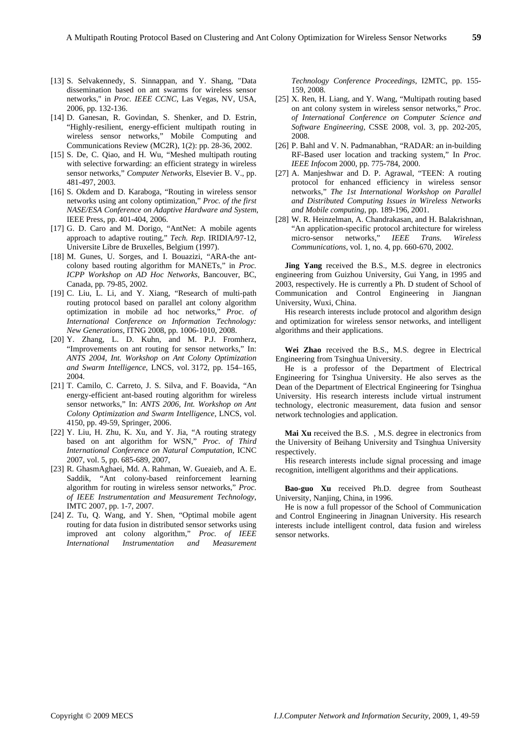[13] S. Selvakennedy, S. Sinnappan, and Y. Shang, "Data dissemination based on ant swarms for wireless sensor networks," in *Proc. IEEE CCNC*, Las Vegas, NV, USA, 2006, pp. 132-136.

[14] D. Ganesan, R. Govindan, S. Shenker, and D. Estrin, "Highly-resilient, energy-efficient multipath routing in wireless sensor networks," Mobile Computing and Communications Review (MC2R), 1(2): pp. 28-36, 2002.

[15] S. De, C. Qiao, and H. Wu, "Meshed multipath routing with selective forwarding: an efficient strategy in wireless sensor networks," *Computer Networks*, Elsevier B. V., pp. 481-497, 2003.

[16] S. Okdem and D. Karaboga, "Routing in wireless sensor networks using ant colony optimization," *Proc. of the first NASE/ESA Conference on Adaptive Hardware and System*, IEEE Press, pp. 401-404, 2006.

[17] G. D. Caro and M. Dorigo, "AntNet: A mobile agents approach to adaptive routing," *Tech. Rep.* IRIDIA/97-12, Universite Libre de Bruxelles, Belgium (1997).

[18] M. Gunes, U. Sorges, and I. Bouazizi, "ARA-the ant-colony based routing algorithm for MANETs," in *Proc. ICPP Workshop on AD Hoc Networks*, Bancouver, BC, Canada, pp. 79-85, 2002.

[19] C. Liu, L. Li, and Y. Xiang, "Research of multi-path routing protocol based on parallel ant colony algorithm optimization in mobile ad hoc networks," *Proc. of International Conference on Information Technology: New Generations*, ITNG 2008, pp. 1006-1010, 2008.

[20] Y. Zhang, L. D. Kuhn, and M. P.J. Fromherz, "Improvements on ant routing for sensor networks," In: *ANTS 2004, Int. Workshop on Ant Colony Optimization and Swarm Intelligence*, LNCS, vol. 3172, pp. 154–165, 2004.

[21] T. Camilo, C. Carreto, J. S. Silva, and F. Boavida, "An energy-efficient ant-based routing algorithm for wireless sensor networks," In: *ANTS 2006, Int. Workshop on Ant Colony Optimization and Swarm Intelligence*, LNCS, vol. 4150, pp. 49-59, Springer, 2006.

[22] Y. Liu, H. Zhu, K. Xu, and Y. Jia, "A routing strategy based on ant algorithm for WSN," *Proc. of Third International Conference on Natural Computation*, ICNC 2007, vol. 5, pp. 685-689, 2007,

[23] R. GhasmAghaei, Md. A. Rahman, W. Gueaieb, and A. E. Saddik, "Ant colony-based reinforcement learning algorithm for routing in wireless sensor networks," *Proc. of IEEE Instrumentation and Measurement Technology*, IMTC 2007, pp. 1-7, 2007.

[24] Z. Tu, Q. Wang, and Y. Shen, "Optimal mobile agent routing for data fusion in distributed sensor networks using improved ant colony algorithm," *Proc. of IEEE International Instrumentation and Measurement Technology Conference Proceedings*, I2MTC, pp. 155-159, 2008.

[25] X. Ren, H. Liang, and Y. Wang, "Multipath routing based on ant colony system in wireless sensor networks," *Proc. of International Conference on Computer Science and Software Engineering*, CSSE 2008, vol. 3, pp. 202-205, 2008.

[26] P. Bahl and V. N. Padmanabhan, "RADAR: an in-building RF-Based user location and tracking system," In *Proc. IEEE Infocom* 2000, pp. 775-784, 2000.

[27] A. Manjeshwar and D. P. Agrawal, "TEEN: A routing protocol for enhanced efficiency in wireless sensor networks," *The 1st International Workshop on Parallel and Distributed Computing Issues in Wireless Networks and Mobile computing*, pp. 189-196, 2001.

[28] W. R. Heinzelman, A. Chandrakasan, and H. Balakrishnan, "An application-specific protocol architecture for wireless micro-sensor networks," *IEEE Trans. Wireless Communications*, vol. 1, no. 4, pp. 660-670, 2002.

**Jing Yang** received the B.S., M.S. degree in electronics engineering from Guizhou University, Gui Yang, in 1995 and 2003, respectively. He is currently a Ph. D student of School of Communication and Control Engineering in Jiangnan University, Wuxi, China.

His research interests include protocol and algorithm design and optimization for wireless sensor networks, and intelligent algorithms and their applications.

**Wei Zhao** received the B.S., M.S. degree in Electrical Engineering from Tsinghua University.

He is a professor of the Department of Electrical Engineering for Tsinghua University. He also serves as the Dean of the Department of Electrical Engineering for Tsinghua University. His research interests include virtual instrument technology, electronic measurement, data fusion and sensor network technologies and application.

**Mai Xu** received the B.S. , M.S. degree in electronics from the University of Beihang University and Tsinghua University respectively.

His research interests include signal processing and image recognition, intelligent algorithms and their applications.

**Bao-guo Xu** received Ph.D. degree from Southeast University, Nanjing, China, in 1996.

He is now a full propessor of the School of Communication and Control Engineering in Jinagnan University. His research interests include intelligent control, data fusion and wireless sensor networks.